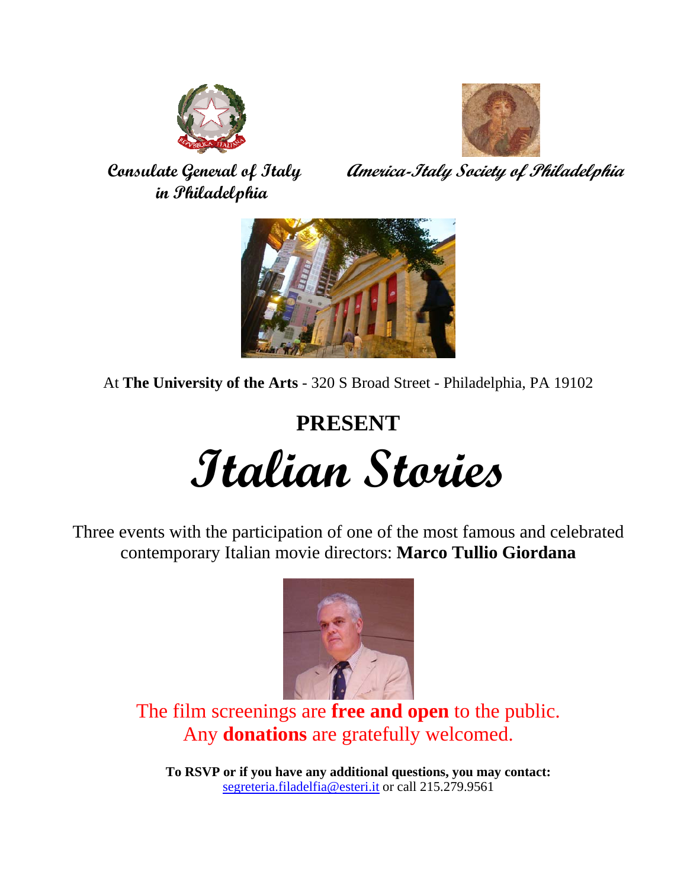**Consulate General of Italy in Philadelphia**

**America-Italy Society of Philadelphia**

At **The University of the Arts** - 320 S Broad Street - Philadelphia, PA 19102

## PRESENT

# Italian Stories

Three events with the participation of one of the most famous and celebrated contemporary Italian movie directors: **Marco Tullio Giordana**

The film screenings are **free and open** to the public.
Any **donations** are gratefully welcomed.

**To RSVP or if you have any additional questions, you may contact:**
segreteria.filadelfia@esteri.it or call 215.279.9561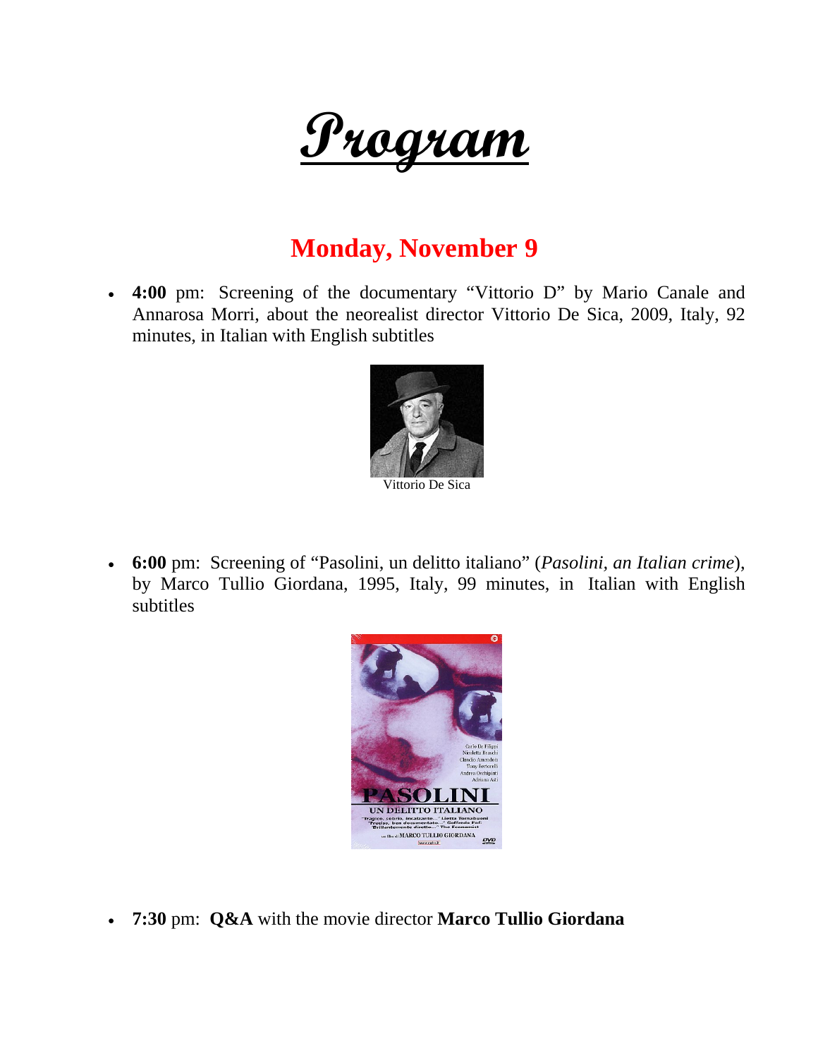# Program

## Monday, November 9

- **4:00** pm: Screening of the documentary "Vittorio D" by Mario Canale and Annarosa Morri, about the neorealist director Vittorio De Sica, 2009, Italy, 92 minutes, in Italian with English subtitles

Vittorio De Sica

- **6:00** pm: Screening of "Pasolini, un delitto italiano" (*Pasolini, an Italian crime*), by Marco Tullio Giordana, 1995, Italy, 99 minutes, in Italian with English subtitles

- **7:30** pm: **Q&A** with the movie director **Marco Tullio Giordana**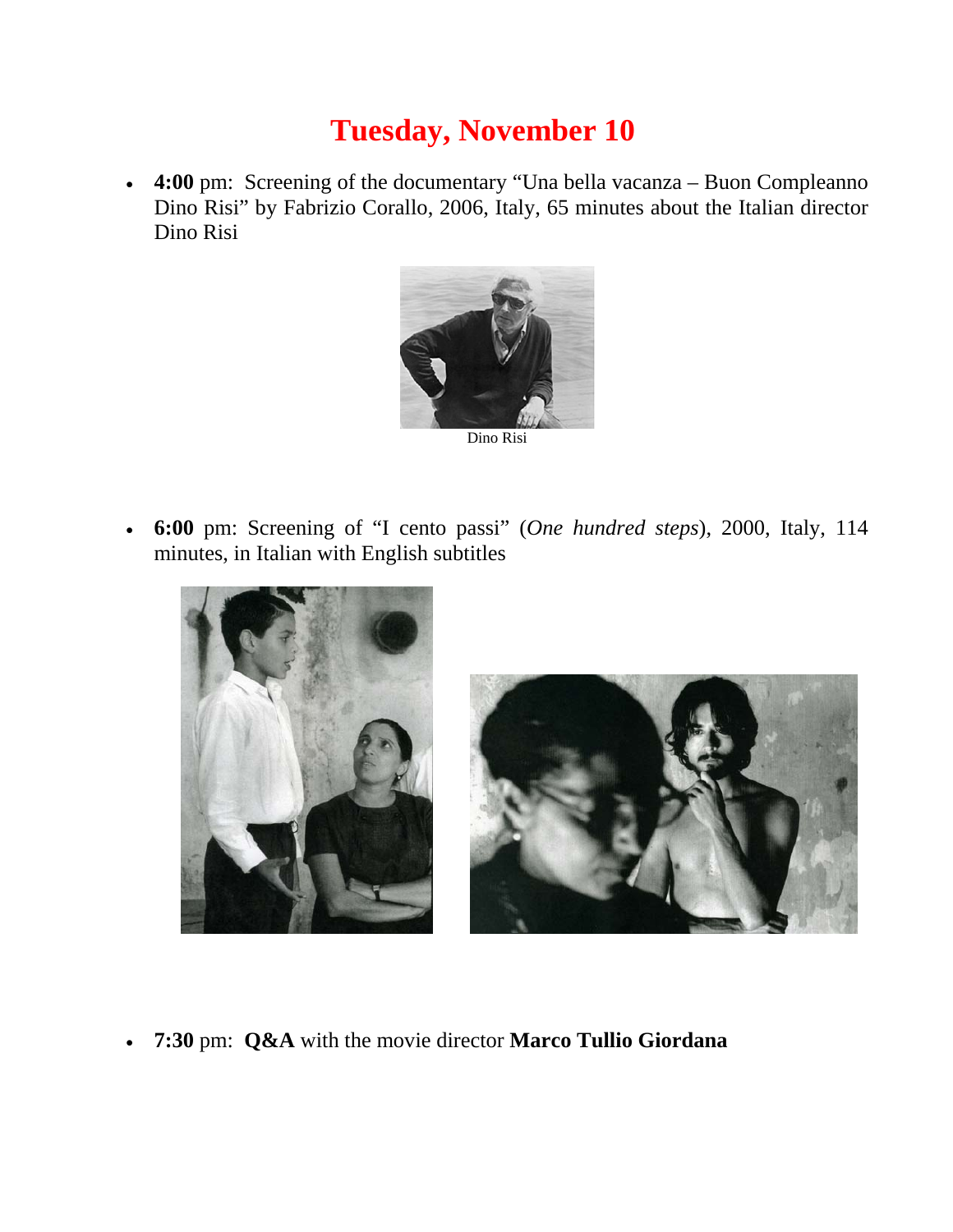# Tuesday, November 10

- **4:00** pm: Screening of the documentary “Una bella vacanza – Buon Compleanno Dino Risi” by Fabrizio Corallo, 2006, Italy, 65 minutes about the Italian director Dino Risi

Dino Risi

- **6:00** pm: Screening of “I cento passi” (*One hundred steps*), 2000, Italy, 114 minutes, in Italian with English subtitles

- **7:30** pm: **Q&A** with the movie director **Marco Tullio Giordana**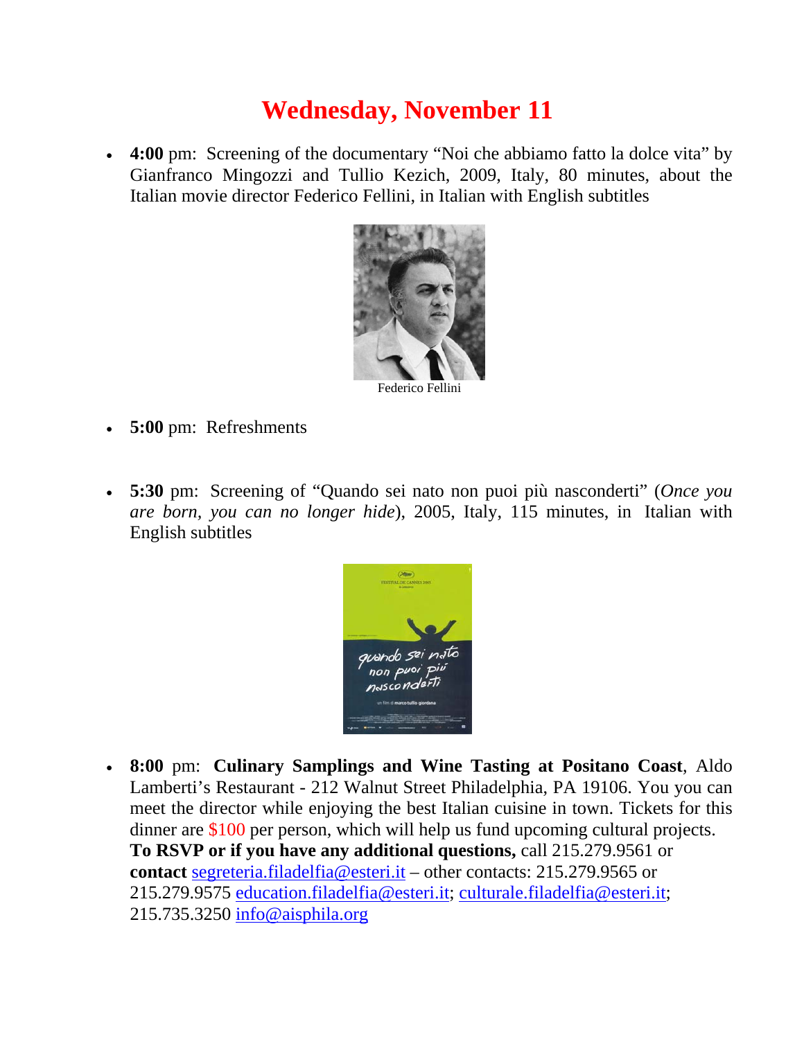# Wednesday, November 11

- **4:00** pm: Screening of the documentary "Noi che abbiamo fatto la dolce vita" by Gianfranco Mingozzi and Tullio Kezich, 2009, Italy, 80 minutes, about the Italian movie director Federico Fellini, in Italian with English subtitles

Federico Fellini

- **5:00** pm: Refreshments

- **5:30** pm: Screening of "Quando sei nato non puoi più nasconderti" (*Once you are born, you can no longer hide*), 2005, Italy, 115 minutes, in Italian with English subtitles

- **8:00** pm: **Culinary Samplings and Wine Tasting at Positano Coast**, Aldo Lamberti's Restaurant - 212 Walnut Street Philadelphia, PA 19106. You you can meet the director while enjoying the best Italian cuisine in town. Tickets for this dinner are $100 per person, which will help us fund upcoming cultural projects. **To RSVP or if you have any additional questions,** call 215.279.9561 or **contact** segreteria.filadelfia@esteri.it – other contacts: 215.279.9565 or 215.279.9575 education.filadelfia@esteri.it; culturale.filadelfia@esteri.it; 215.735.3250 info@aisphila.org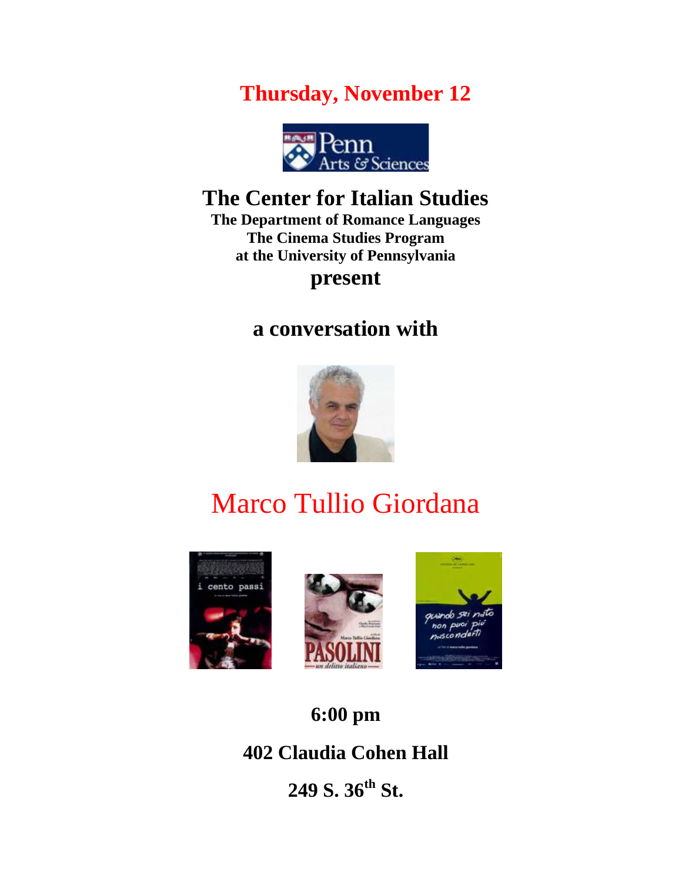**Thursday, November 12**

# The Center for Italian Studies

**The Department of Romance Languages**
**The Cinema Studies Program**
**at the University of Pennsylvania**

**present**

## a conversation with

# Marco Tullio Giordana

**6:00 pm**

**402 Claudia Cohen Hall**

**249 S. 36th St.**